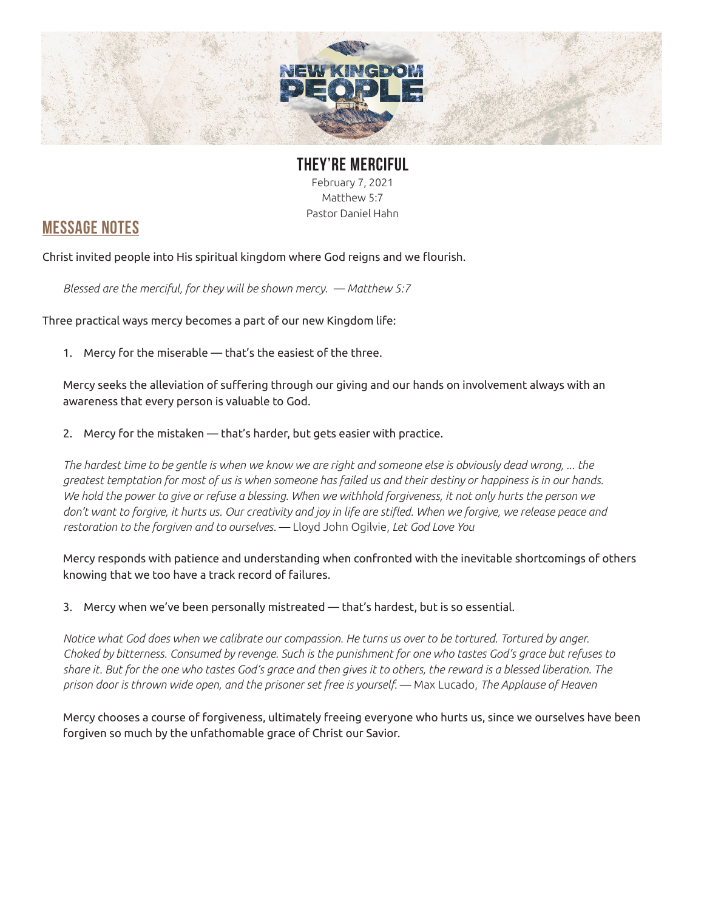# THEY'RE MERCIFUL

February 7, 2021
Matthew 5:7
Pastor Daniel Hahn

## MESSAGE NOTES

Christ invited people into His spiritual kingdom where God reigns and we flourish.

> *Blessed are the merciful, for they will be shown mercy. — Matthew 5:7*

Three practical ways mercy becomes a part of our new Kingdom life:

1. Mercy for the miserable — that's the easiest of the three.

   Mercy seeks the alleviation of suffering through our giving and our hands on involvement always with an awareness that every person is valuable to God.

2. Mercy for the mistaken — that's harder, but gets easier with practice.

   *The hardest time to be gentle is when we know we are right and someone else is obviously dead wrong, ... the greatest temptation for most of us is when someone has failed us and their destiny or happiness is in our hands. We hold the power to give or refuse a blessing. When we withhold forgiveness, it not only hurts the person we don't want to forgive, it hurts us. Our creativity and joy in life are stifled. When we forgive, we release peace and restoration to the forgiven and to ourselves.* — Lloyd John Ogilvie, *Let God Love You*

   Mercy responds with patience and understanding when confronted with the inevitable shortcomings of others knowing that we too have a track record of failures.

3. Mercy when we've been personally mistreated — that's hardest, but is so essential.

   *Notice what God does when we calibrate our compassion. He turns us over to be tortured. Tortured by anger. Choked by bitterness. Consumed by revenge. Such is the punishment for one who tastes God's grace but refuses to share it. But for the one who tastes God's grace and then gives it to others, the reward is a blessed liberation. The prison door is thrown wide open, and the prisoner set free is yourself.* — Max Lucado, *The Applause of Heaven*

   Mercy chooses a course of forgiveness, ultimately freeing everyone who hurts us, since we ourselves have been forgiven so much by the unfathomable grace of Christ our Savior.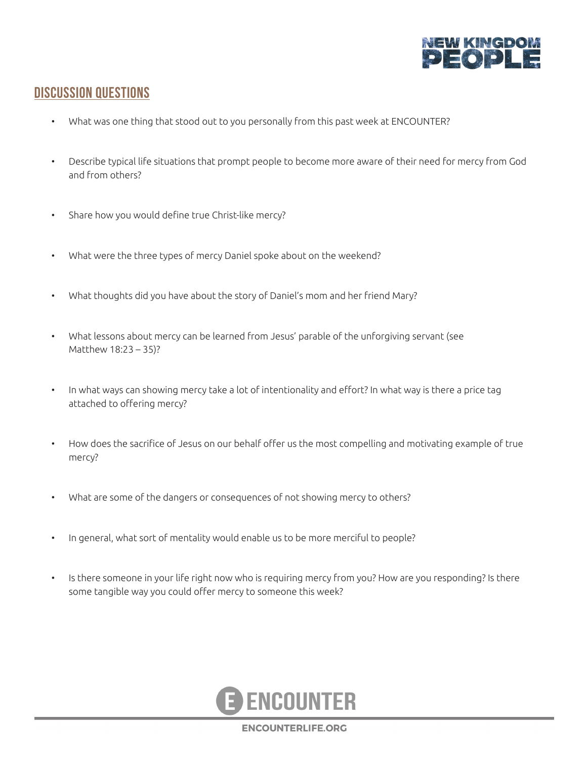## DISCUSSION QUESTIONS

- What was one thing that stood out to you personally from this past week at ENCOUNTER?
- Describe typical life situations that prompt people to become more aware of their need for mercy from God and from others?
- Share how you would define true Christ-like mercy?
- What were the three types of mercy Daniel spoke about on the weekend?
- What thoughts did you have about the story of Daniel's mom and her friend Mary?
- What lessons about mercy can be learned from Jesus' parable of the unforgiving servant (see Matthew 18:23 – 35)?
- In what ways can showing mercy take a lot of intentionality and effort? In what way is there a price tag attached to offering mercy?
- How does the sacrifice of Jesus on our behalf offer us the most compelling and motivating example of true mercy?
- What are some of the dangers or consequences of not showing mercy to others?
- In general, what sort of mentality would enable us to be more merciful to people?
- Is there someone in your life right now who is requiring mercy from you? How are you responding? Is there some tangible way you could offer mercy to someone this week?